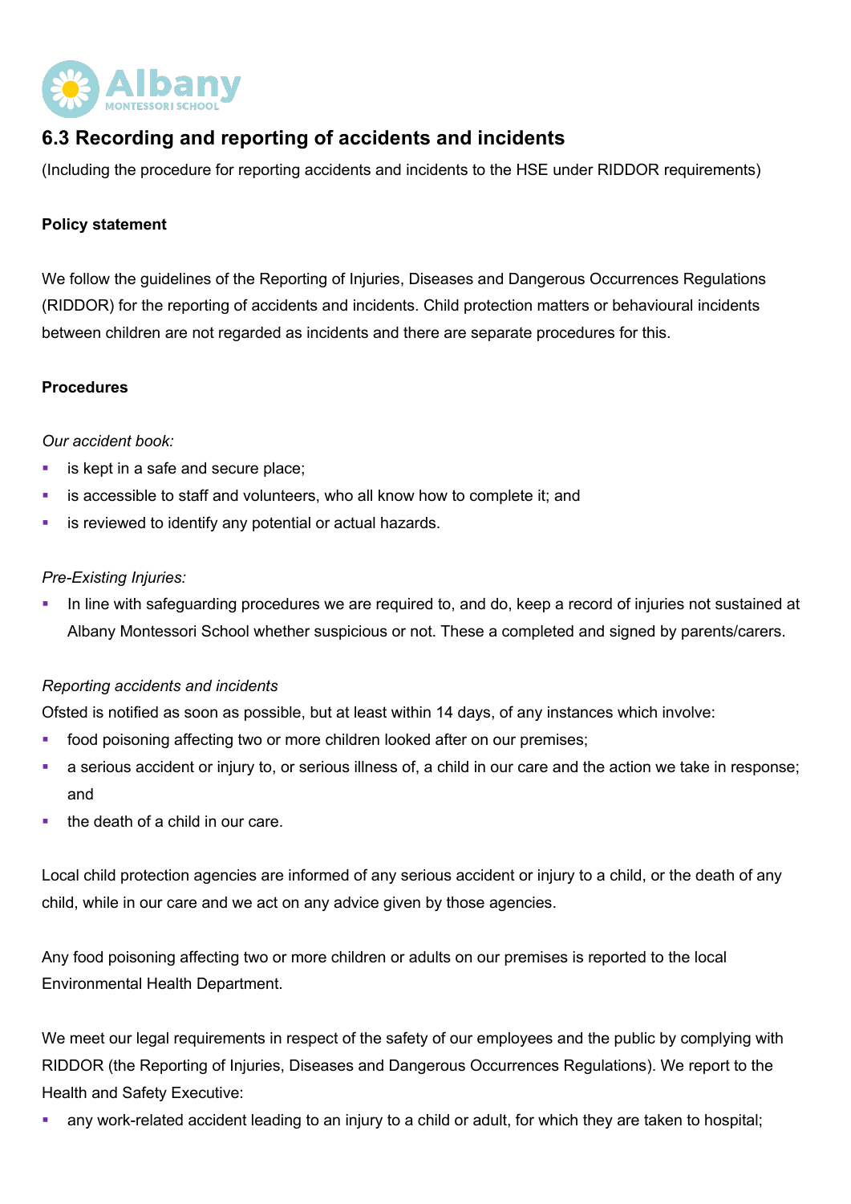## 6.3 Recording and reporting of accidents and incidents

(Including the procedure for reporting accidents and incidents to the HSE under RIDDOR requirements)

**Policy statement**

We follow the guidelines of the Reporting of Injuries, Diseases and Dangerous Occurrences Regulations (RIDDOR) for the reporting of accidents and incidents. Child protection matters or behavioural incidents between children are not regarded as incidents and there are separate procedures for this.

**Procedures**

*Our accident book:*

- is kept in a safe and secure place;
- is accessible to staff and volunteers, who all know how to complete it; and
- is reviewed to identify any potential or actual hazards.

*Pre-Existing Injuries:*

- In line with safeguarding procedures we are required to, and do, keep a record of injuries not sustained at Albany Montessori School whether suspicious or not. These a completed and signed by parents/carers.

*Reporting accidents and incidents*

Ofsted is notified as soon as possible, but at least within 14 days, of any instances which involve:

- food poisoning affecting two or more children looked after on our premises;
- a serious accident or injury to, or serious illness of, a child in our care and the action we take in response; and
- the death of a child in our care.

Local child protection agencies are informed of any serious accident or injury to a child, or the death of any child, while in our care and we act on any advice given by those agencies.

Any food poisoning affecting two or more children or adults on our premises is reported to the local Environmental Health Department.

We meet our legal requirements in respect of the safety of our employees and the public by complying with RIDDOR (the Reporting of Injuries, Diseases and Dangerous Occurrences Regulations). We report to the Health and Safety Executive:

- any work-related accident leading to an injury to a child or adult, for which they are taken to hospital;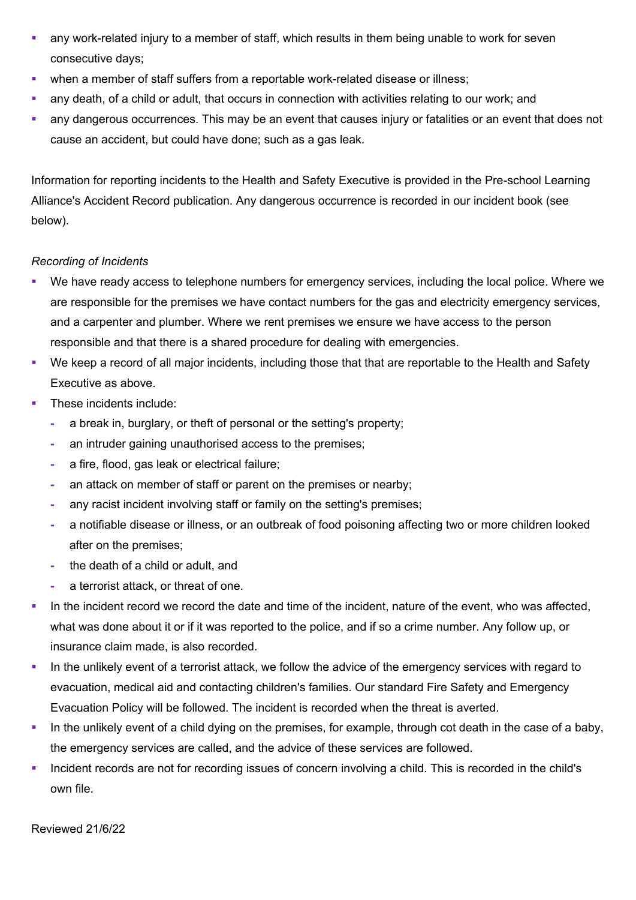- any work-related injury to a member of staff, which results in them being unable to work for seven consecutive days;
- when a member of staff suffers from a reportable work-related disease or illness;
- any death, of a child or adult, that occurs in connection with activities relating to our work; and
- any dangerous occurrences. This may be an event that causes injury or fatalities or an event that does not cause an accident, but could have done; such as a gas leak.

Information for reporting incidents to the Health and Safety Executive is provided in the Pre-school Learning Alliance's Accident Record publication. Any dangerous occurrence is recorded in our incident book (see below).

*Recording of Incidents*

- We have ready access to telephone numbers for emergency services, including the local police. Where we are responsible for the premises we have contact numbers for the gas and electricity emergency services, and a carpenter and plumber. Where we rent premises we ensure we have access to the person responsible and that there is a shared procedure for dealing with emergencies.
- We keep a record of all major incidents, including those that that are reportable to the Health and Safety Executive as above.
- These incidents include:
  - a break in, burglary, or theft of personal or the setting's property;
  - an intruder gaining unauthorised access to the premises;
  - a fire, flood, gas leak or electrical failure;
  - an attack on member of staff or parent on the premises or nearby;
  - any racist incident involving staff or family on the setting's premises;
  - a notifiable disease or illness, or an outbreak of food poisoning affecting two or more children looked after on the premises;
  - the death of a child or adult, and
  - a terrorist attack, or threat of one.
- In the incident record we record the date and time of the incident, nature of the event, who was affected, what was done about it or if it was reported to the police, and if so a crime number. Any follow up, or insurance claim made, is also recorded.
- In the unlikely event of a terrorist attack, we follow the advice of the emergency services with regard to evacuation, medical aid and contacting children's families. Our standard Fire Safety and Emergency Evacuation Policy will be followed. The incident is recorded when the threat is averted.
- In the unlikely event of a child dying on the premises, for example, through cot death in the case of a baby, the emergency services are called, and the advice of these services are followed.
- Incident records are not for recording issues of concern involving a child. This is recorded in the child's own file.

Reviewed 21/6/22